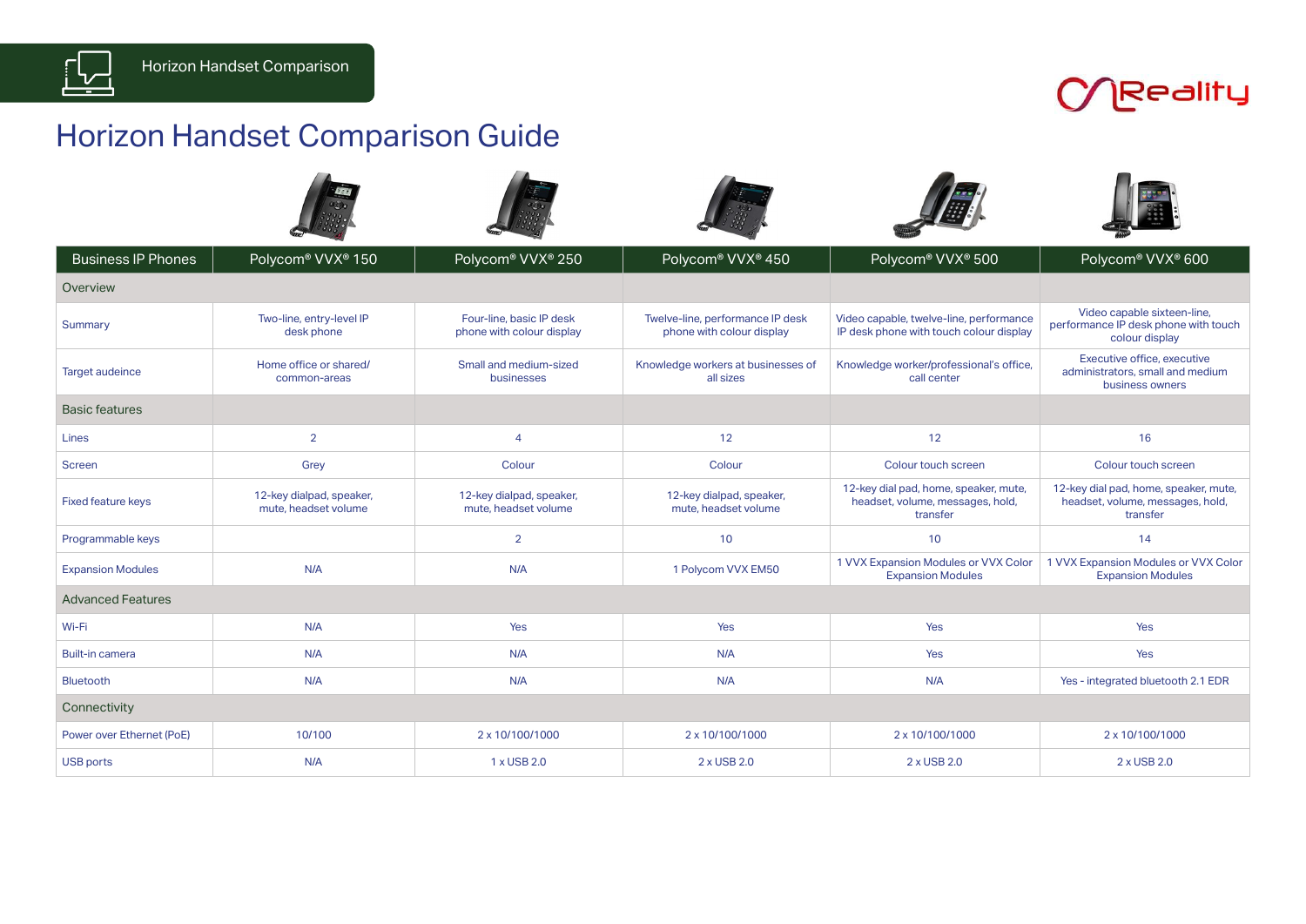Horizon Handset Comparison

# Horizon Handset Comparison Guide

| Business IP Phones | Polycom® VVX® 150 | Polycom® VVX® 250 | Polycom® VVX® 450 | Polycom® VVX® 500 | Polycom® VVX® 600 |
|---|---|---|---|---|---|
| **Overview** | | | | | |
| Summary | Two-line, entry-level IP desk phone | Four-line, basic IP desk phone with colour display | Twelve-line, performance IP desk phone with colour display | Video capable, twelve-line, performance IP desk phone with touch colour display | Video capable sixteen-line, performance IP desk phone with touch colour display |
| Target audeince | Home office or shared/ common-areas | Small and medium-sized businesses | Knowledge workers at businesses of all sizes | Knowledge worker/professional's office, call center | Executive office, executive administrators, small and medium business owners |
| **Basic features** | | | | | |
| Lines | 2 | 4 | 12 | 12 | 16 |
| Screen | Grey | Colour | Colour | Colour touch screen | Colour touch screen |
| Fixed feature keys | 12-key dialpad, speaker, mute, headset volume | 12-key dialpad, speaker, mute, headset volume | 12-key dialpad, speaker, mute, headset volume | 12-key dial pad, home, speaker, mute, headset, volume, messages, hold, transfer | 12-key dial pad, home, speaker, mute, headset, volume, messages, hold, transfer |
| Programmable keys | | 2 | 10 | 10 | 14 |
| Expansion Modules | N/A | N/A | 1 Polycom VVX EM50 | 1 VVX Expansion Modules or VVX Color Expansion Modules | 1 VVX Expansion Modules or VVX Color Expansion Modules |
| **Advanced Features** | | | | | |
| Wi-Fi | N/A | Yes | Yes | Yes | Yes |
| Built-in camera | N/A | N/A | N/A | Yes | Yes |
| Bluetooth | N/A | N/A | N/A | N/A | Yes - integrated bluetooth 2.1 EDR |
| **Connectivity** | | | | | |
| Power over Ethernet (PoE) | 10/100 | 2 x 10/100/1000 | 2 x 10/100/1000 | 2 x 10/100/1000 | 2 x 10/100/1000 |
| USB ports | N/A | 1 x USB 2.0 | 2 x USB 2.0 | 2 x USB 2.0 | 2 x USB 2.0 |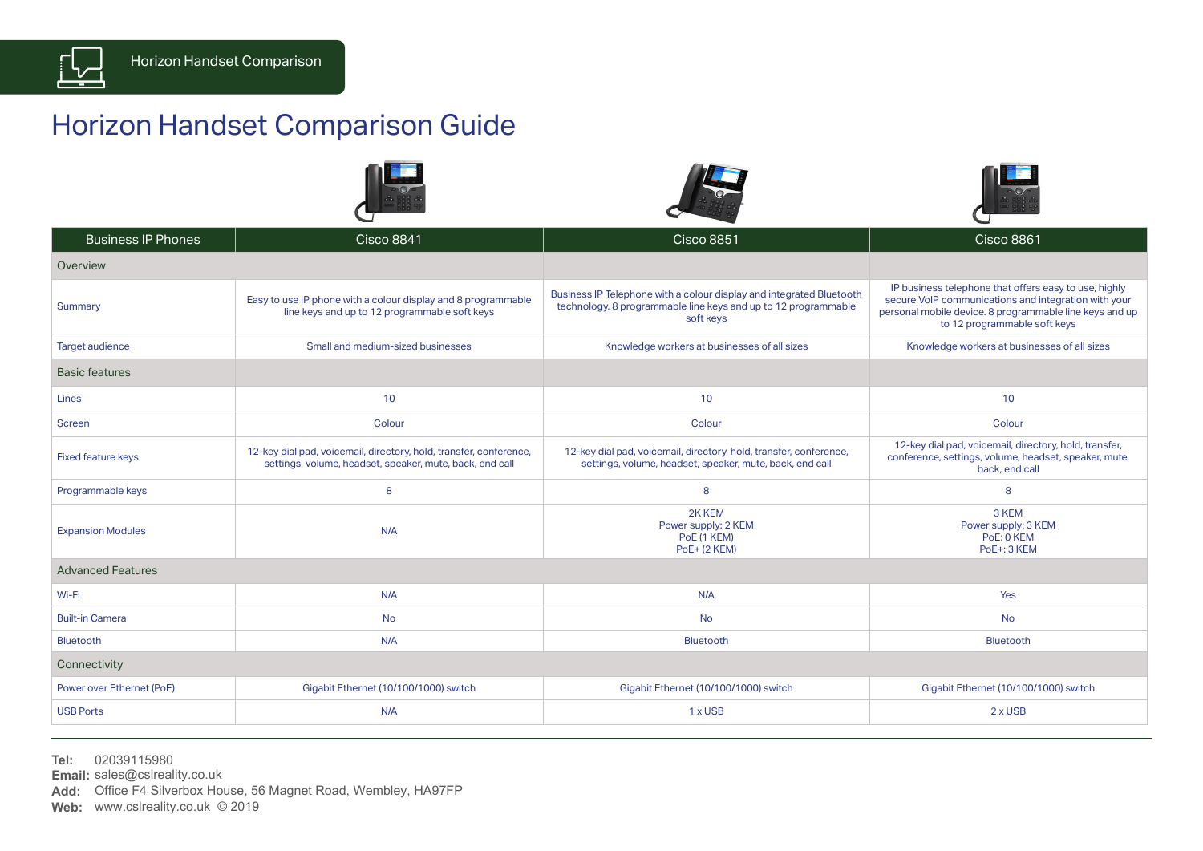Horizon Handset Comparison

# Horizon Handset Comparison Guide

| Business IP Phones | Cisco 8841 | Cisco 8851 | Cisco 8861 |
|---|---|---|---|
| **Overview** | | | |
| Summary | Easy to use IP phone with a colour display and 8 programmable line keys and up to 12 programmable soft keys | Business IP Telephone with a colour display and integrated Bluetooth technology. 8 programmable line keys and up to 12 programmable soft keys | IP business telephone that offers easy to use, highly secure VoIP communications and integration with your personal mobile device. 8 programmable line keys and up to 12 programmable soft keys |
| Target audience | Small and medium-sized businesses | Knowledge workers at businesses of all sizes | Knowledge workers at businesses of all sizes |
| **Basic features** | | | |
| Lines | 10 | 10 | 10 |
| Screen | Colour | Colour | Colour |
| Fixed feature keys | 12-key dial pad, voicemail, directory, hold, transfer, conference, settings, volume, headset, speaker, mute, back, end call | 12-key dial pad, voicemail, directory, hold, transfer, conference, settings, volume, headset, speaker, mute, back, end call | 12-key dial pad, voicemail, directory, hold, transfer, conference, settings, volume, headset, speaker, mute, back, end call |
| Programmable keys | 8 | 8 | 8 |
| Expansion Modules | N/A | 2K KEM<br>Power supply: 2 KEM<br>PoE (1 KEM)<br>PoE+ (2 KEM) | 3 KEM<br>Power supply: 3 KEM<br>PoE: 0 KEM<br>PoE+: 3 KEM |
| **Advanced Features** | | | |
| Wi-Fi | N/A | N/A | Yes |
| Built-in Camera | No | No | No |
| Bluetooth | N/A | Bluetooth | Bluetooth |
| **Connectivity** | | | |
| Power over Ethernet (PoE) | Gigabit Ethernet (10/100/1000) switch | Gigabit Ethernet (10/100/1000) switch | Gigabit Ethernet (10/100/1000) switch |
| USB Ports | N/A | 1 x USB | 2 x USB |

**Tel:** 02039115980
**Email:** sales@cslreality.co.uk
**Add:** Office F4 Silverbox House, 56 Magnet Road, Wembley, HA97FP
**Web:** www.cslreality.co.uk © 2019